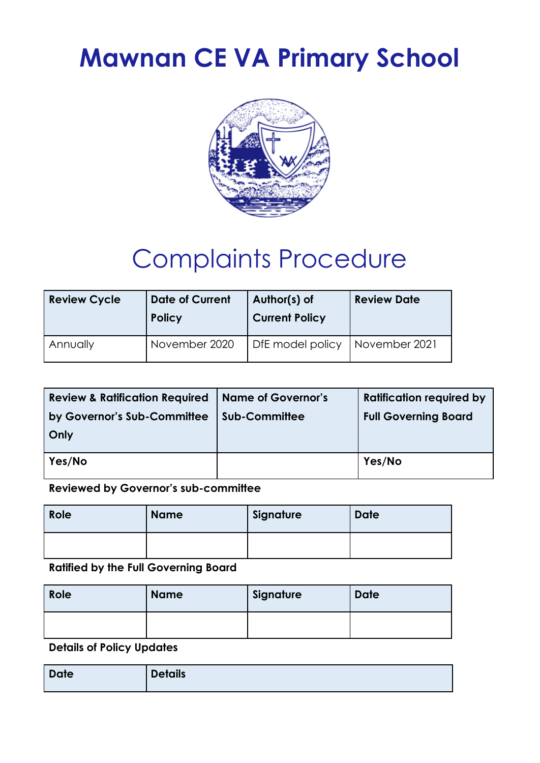# Mawnan CE VA Primary School

## Complaints Procedure

| Review Cycle | Date of Current Policy | Author(s) of Current Policy | Review Date |
|---|---|---|---|
| Annually | November 2020 | DfE model policy | November 2021 |

| Review & Ratification Required by Governor's Sub-Committee Only | Name of Governor's Sub-Committee | Ratification required by Full Governing Board |
|---|---|---|
| **Yes/No** | | **Yes/No** |

**Reviewed by Governor's sub-committee**

| Role | Name | Signature | Date |
|---|---|---|---|
| | | | |

**Ratified by the Full Governing Board**

| Role | Name | Signature | Date |
|---|---|---|---|
| | | | |

**Details of Policy Updates**

| Date | Details |
|---|---|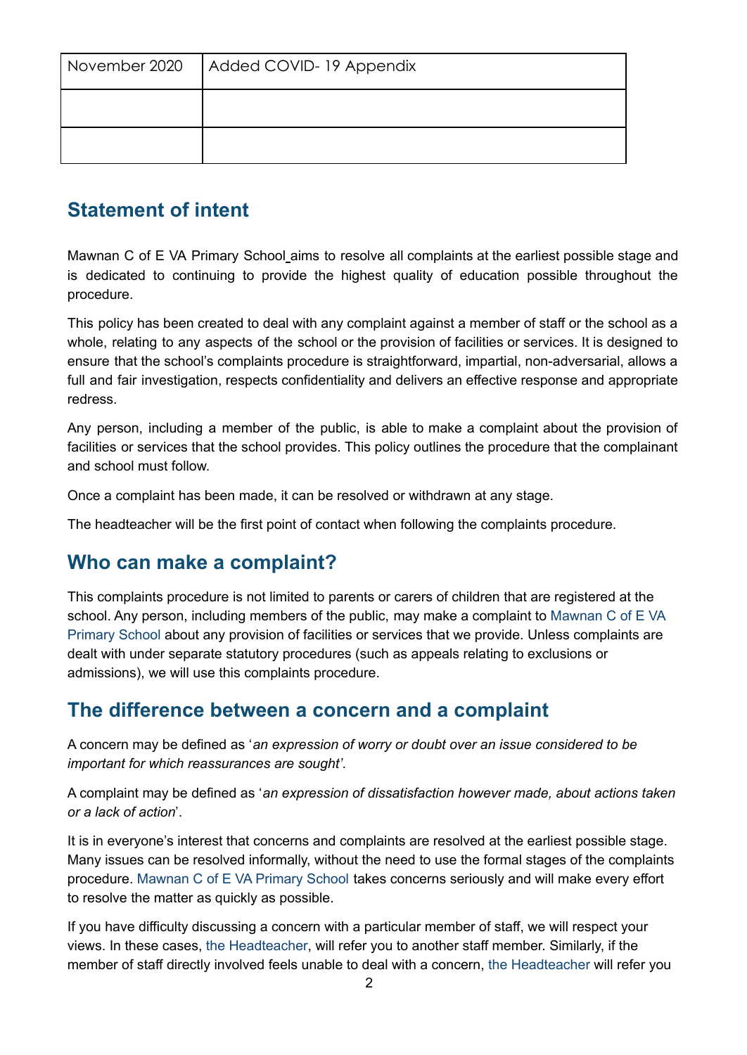| November 2020 | Added COVID- 19 Appendix |
|---|---|
| | |
| | |

## Statement of intent

Mawnan C of E VA Primary School aims to resolve all complaints at the earliest possible stage and is dedicated to continuing to provide the highest quality of education possible throughout the procedure.

This policy has been created to deal with any complaint against a member of staff or the school as a whole, relating to any aspects of the school or the provision of facilities or services. It is designed to ensure that the school's complaints procedure is straightforward, impartial, non-adversarial, allows a full and fair investigation, respects confidentiality and delivers an effective response and appropriate redress.

Any person, including a member of the public, is able to make a complaint about the provision of facilities or services that the school provides. This policy outlines the procedure that the complainant and school must follow.

Once a complaint has been made, it can be resolved or withdrawn at any stage.

The headteacher will be the first point of contact when following the complaints procedure.

## Who can make a complaint?

This complaints procedure is not limited to parents or carers of children that are registered at the school. Any person, including members of the public, may make a complaint to Mawnan C of E VA Primary School about any provision of facilities or services that we provide. Unless complaints are dealt with under separate statutory procedures (such as appeals relating to exclusions or admissions), we will use this complaints procedure.

## The difference between a concern and a complaint

A concern may be defined as '*an expression of worry or doubt over an issue considered to be important for which reassurances are sought*'.

A complaint may be defined as '*an expression of dissatisfaction however made, about actions taken or a lack of action*'.

It is in everyone's interest that concerns and complaints are resolved at the earliest possible stage. Many issues can be resolved informally, without the need to use the formal stages of the complaints procedure. Mawnan C of E VA Primary School takes concerns seriously and will make every effort to resolve the matter as quickly as possible.

If you have difficulty discussing a concern with a particular member of staff, we will respect your views. In these cases, the Headteacher, will refer you to another staff member. Similarly, if the member of staff directly involved feels unable to deal with a concern, the Headteacher will refer you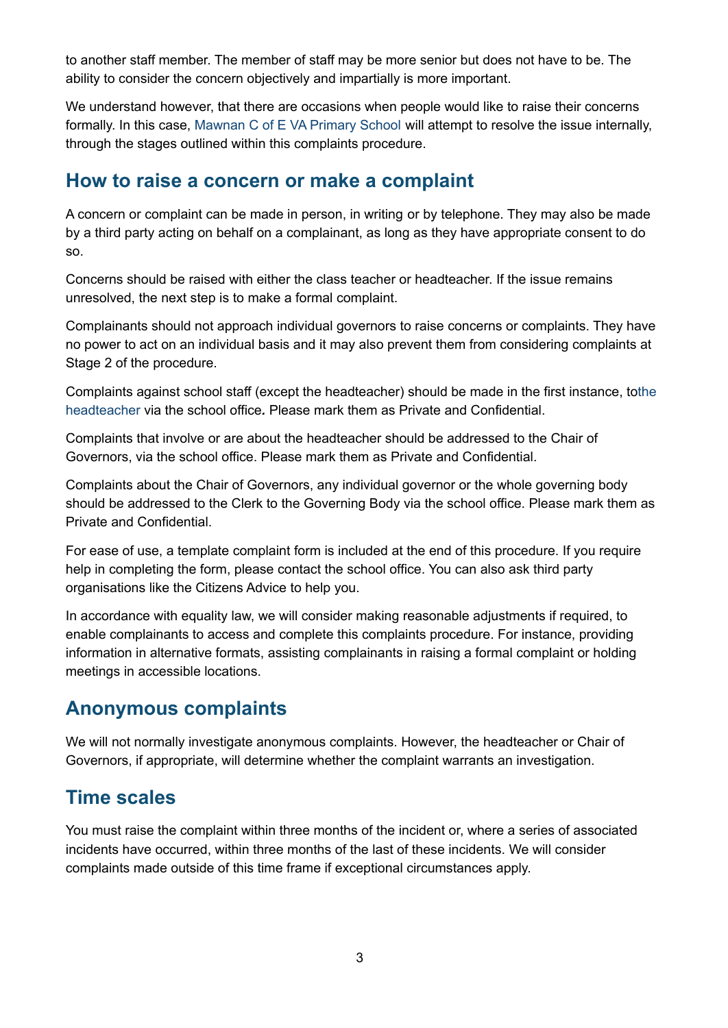to another staff member. The member of staff may be more senior but does not have to be. The ability to consider the concern objectively and impartially is more important.

We understand however, that there are occasions when people would like to raise their concerns formally. In this case, Mawnan C of E VA Primary School will attempt to resolve the issue internally, through the stages outlined within this complaints procedure.

## How to raise a concern or make a complaint

A concern or complaint can be made in person, in writing or by telephone. They may also be made by a third party acting on behalf on a complainant, as long as they have appropriate consent to do so.

Concerns should be raised with either the class teacher or headteacher. If the issue remains unresolved, the next step is to make a formal complaint.

Complainants should not approach individual governors to raise concerns or complaints. They have no power to act on an individual basis and it may also prevent them from considering complaints at Stage 2 of the procedure.

Complaints against school staff (except the headteacher) should be made in the first instance, tothe headteacher via the school office**.** Please mark them as Private and Confidential.

Complaints that involve or are about the headteacher should be addressed to the Chair of Governors, via the school office. Please mark them as Private and Confidential.

Complaints about the Chair of Governors, any individual governor or the whole governing body should be addressed to the Clerk to the Governing Body via the school office. Please mark them as Private and Confidential.

For ease of use, a template complaint form is included at the end of this procedure. If you require help in completing the form, please contact the school office. You can also ask third party organisations like the Citizens Advice to help you.

In accordance with equality law, we will consider making reasonable adjustments if required, to enable complainants to access and complete this complaints procedure. For instance, providing information in alternative formats, assisting complainants in raising a formal complaint or holding meetings in accessible locations.

## Anonymous complaints

We will not normally investigate anonymous complaints. However, the headteacher or Chair of Governors, if appropriate, will determine whether the complaint warrants an investigation.

## Time scales

You must raise the complaint within three months of the incident or, where a series of associated incidents have occurred, within three months of the last of these incidents. We will consider complaints made outside of this time frame if exceptional circumstances apply.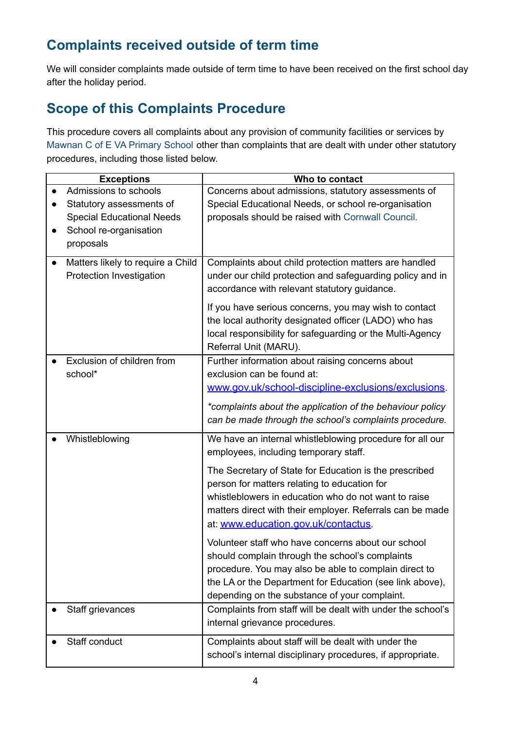## Complaints received outside of term time

We will consider complaints made outside of term time to have been received on the first school day after the holiday period.

## Scope of this Complaints Procedure

This procedure covers all complaints about any provision of community facilities or services by Mawnan C of E VA Primary School other than complaints that are dealt with under other statutory procedures, including those listed below.

| Exceptions | Who to contact |
|---|---|
| • Admissions to schools<br>• Statutory assessments of Special Educational Needs<br>• School re-organisation proposals | Concerns about admissions, statutory assessments of Special Educational Needs, or school re-organisation proposals should be raised with Cornwall Council. |
| • Matters likely to require a Child Protection Investigation | Complaints about child protection matters are handled under our child protection and safeguarding policy and in accordance with relevant statutory guidance.<br><br>If you have serious concerns, you may wish to contact the local authority designated officer (LADO) who has local responsibility for safeguarding or the Multi-Agency Referral Unit (MARU). |
| • Exclusion of children from school* | Further information about raising concerns about exclusion can be found at: www.gov.uk/school-discipline-exclusions/exclusions.<br><br>*\*complaints about the application of the behaviour policy can be made through the school's complaints procedure.* |
| • Whistleblowing | We have an internal whistleblowing procedure for all our employees, including temporary staff.<br><br>The Secretary of State for Education is the prescribed person for matters relating to education for whistleblowers in education who do not want to raise matters direct with their employer. Referrals can be made at: www.education.gov.uk/contactus.<br><br>Volunteer staff who have concerns about our school should complain through the school's complaints procedure. You may also be able to complain direct to the LA or the Department for Education (see link above), depending on the substance of your complaint. |
| • Staff grievances | Complaints from staff will be dealt with under the school's internal grievance procedures. |
| • Staff conduct | Complaints about staff will be dealt with under the school's internal disciplinary procedures, if appropriate. |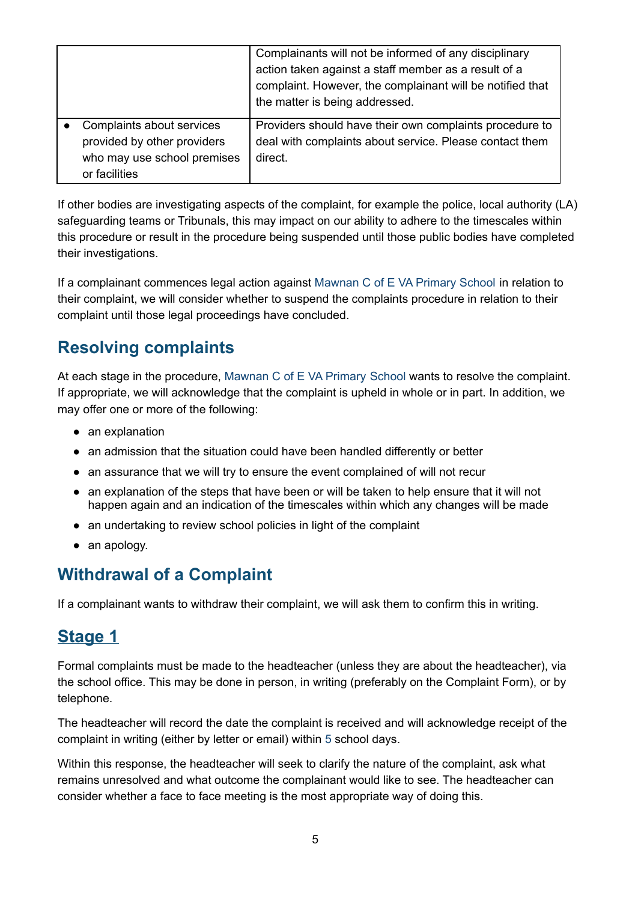| | |
|---|---|
| | Complainants will not be informed of any disciplinary action taken against a staff member as a result of a complaint. However, the complainant will be notified that the matter is being addressed. |
| • Complaints about services provided by other providers who may use school premises or facilities | Providers should have their own complaints procedure to deal with complaints about service. Please contact them direct. |

If other bodies are investigating aspects of the complaint, for example the police, local authority (LA) safeguarding teams or Tribunals, this may impact on our ability to adhere to the timescales within this procedure or result in the procedure being suspended until those public bodies have completed their investigations.

If a complainant commences legal action against Mawnan C of E VA Primary School in relation to their complaint, we will consider whether to suspend the complaints procedure in relation to their complaint until those legal proceedings have concluded.

## Resolving complaints

At each stage in the procedure, Mawnan C of E VA Primary School wants to resolve the complaint. If appropriate, we will acknowledge that the complaint is upheld in whole or in part. In addition, we may offer one or more of the following:

- an explanation
- an admission that the situation could have been handled differently or better
- an assurance that we will try to ensure the event complained of will not recur
- an explanation of the steps that have been or will be taken to help ensure that it will not happen again and an indication of the timescales within which any changes will be made
- an undertaking to review school policies in light of the complaint
- an apology.

## Withdrawal of a Complaint

If a complainant wants to withdraw their complaint, we will ask them to confirm this in writing.

## Stage 1

Formal complaints must be made to the headteacher (unless they are about the headteacher), via the school office. This may be done in person, in writing (preferably on the Complaint Form), or by telephone.

The headteacher will record the date the complaint is received and will acknowledge receipt of the complaint in writing (either by letter or email) within 5 school days.

Within this response, the headteacher will seek to clarify the nature of the complaint, ask what remains unresolved and what outcome the complainant would like to see. The headteacher can consider whether a face to face meeting is the most appropriate way of doing this.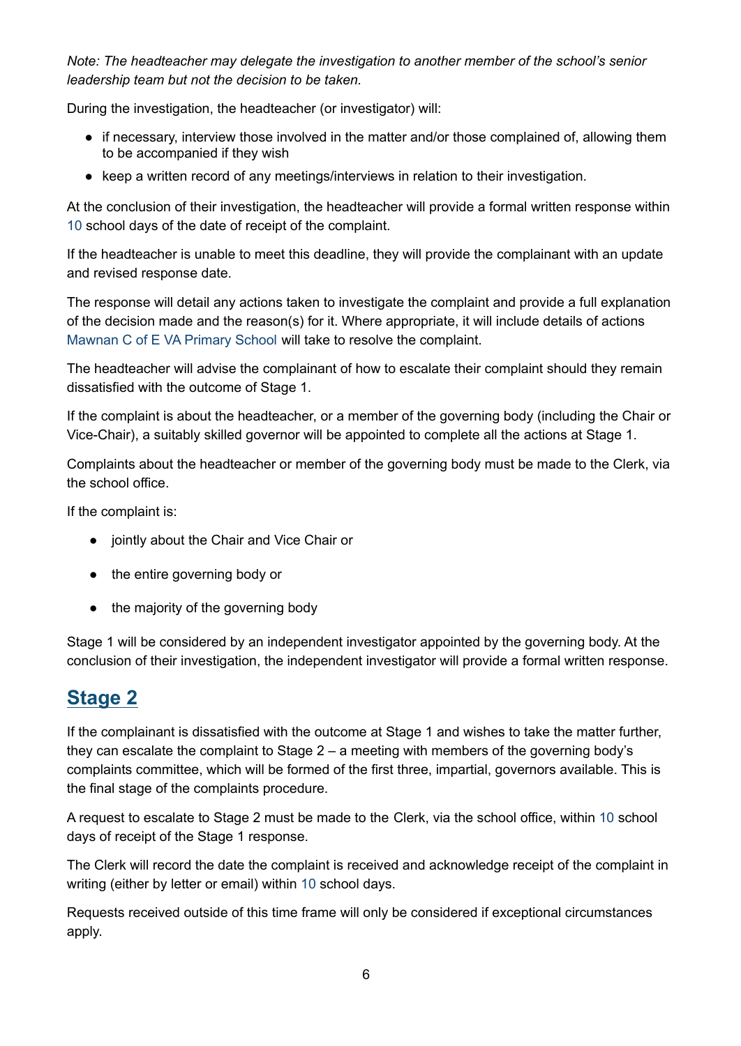*Note: The headteacher may delegate the investigation to another member of the school's senior leadership team but not the decision to be taken.*

During the investigation, the headteacher (or investigator) will:

- if necessary, interview those involved in the matter and/or those complained of, allowing them to be accompanied if they wish
- keep a written record of any meetings/interviews in relation to their investigation.

At the conclusion of their investigation, the headteacher will provide a formal written response within 10 school days of the date of receipt of the complaint.

If the headteacher is unable to meet this deadline, they will provide the complainant with an update and revised response date.

The response will detail any actions taken to investigate the complaint and provide a full explanation of the decision made and the reason(s) for it. Where appropriate, it will include details of actions Mawnan C of E VA Primary School will take to resolve the complaint.

The headteacher will advise the complainant of how to escalate their complaint should they remain dissatisfied with the outcome of Stage 1.

If the complaint is about the headteacher, or a member of the governing body (including the Chair or Vice-Chair), a suitably skilled governor will be appointed to complete all the actions at Stage 1.

Complaints about the headteacher or member of the governing body must be made to the Clerk, via the school office.

If the complaint is:

- jointly about the Chair and Vice Chair or
- the entire governing body or
- the majority of the governing body

Stage 1 will be considered by an independent investigator appointed by the governing body. At the conclusion of their investigation, the independent investigator will provide a formal written response.

## Stage 2

If the complainant is dissatisfied with the outcome at Stage 1 and wishes to take the matter further, they can escalate the complaint to Stage 2 – a meeting with members of the governing body's complaints committee, which will be formed of the first three, impartial, governors available. This is the final stage of the complaints procedure.

A request to escalate to Stage 2 must be made to the Clerk, via the school office, within 10 school days of receipt of the Stage 1 response.

The Clerk will record the date the complaint is received and acknowledge receipt of the complaint in writing (either by letter or email) within 10 school days.

Requests received outside of this time frame will only be considered if exceptional circumstances apply.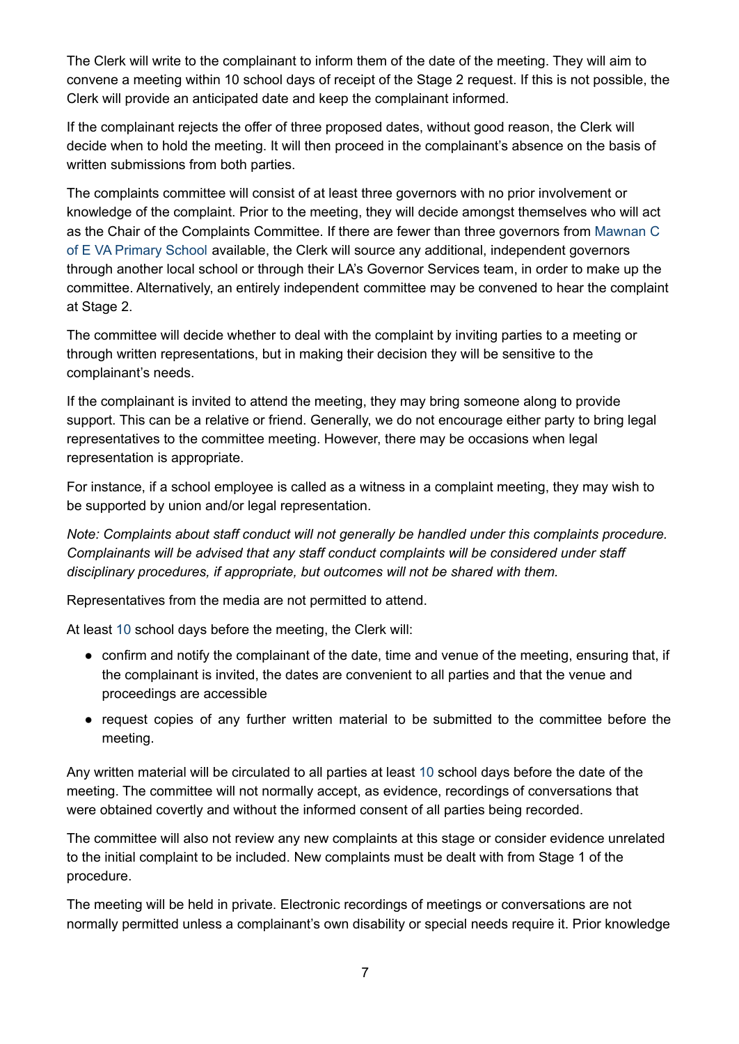The Clerk will write to the complainant to inform them of the date of the meeting. They will aim to convene a meeting within 10 school days of receipt of the Stage 2 request. If this is not possible, the Clerk will provide an anticipated date and keep the complainant informed.

If the complainant rejects the offer of three proposed dates, without good reason, the Clerk will decide when to hold the meeting. It will then proceed in the complainant's absence on the basis of written submissions from both parties.

The complaints committee will consist of at least three governors with no prior involvement or knowledge of the complaint. Prior to the meeting, they will decide amongst themselves who will act as the Chair of the Complaints Committee. If there are fewer than three governors from Mawnan C of E VA Primary School available, the Clerk will source any additional, independent governors through another local school or through their LA's Governor Services team, in order to make up the committee. Alternatively, an entirely independent committee may be convened to hear the complaint at Stage 2.

The committee will decide whether to deal with the complaint by inviting parties to a meeting or through written representations, but in making their decision they will be sensitive to the complainant's needs.

If the complainant is invited to attend the meeting, they may bring someone along to provide support. This can be a relative or friend. Generally, we do not encourage either party to bring legal representatives to the committee meeting. However, there may be occasions when legal representation is appropriate.

For instance, if a school employee is called as a witness in a complaint meeting, they may wish to be supported by union and/or legal representation.

*Note: Complaints about staff conduct will not generally be handled under this complaints procedure. Complainants will be advised that any staff conduct complaints will be considered under staff disciplinary procedures, if appropriate, but outcomes will not be shared with them.*

Representatives from the media are not permitted to attend.

At least 10 school days before the meeting, the Clerk will:

- confirm and notify the complainant of the date, time and venue of the meeting, ensuring that, if the complainant is invited, the dates are convenient to all parties and that the venue and proceedings are accessible
- request copies of any further written material to be submitted to the committee before the meeting.

Any written material will be circulated to all parties at least 10 school days before the date of the meeting. The committee will not normally accept, as evidence, recordings of conversations that were obtained covertly and without the informed consent of all parties being recorded.

The committee will also not review any new complaints at this stage or consider evidence unrelated to the initial complaint to be included. New complaints must be dealt with from Stage 1 of the procedure.

The meeting will be held in private. Electronic recordings of meetings or conversations are not normally permitted unless a complainant's own disability or special needs require it. Prior knowledge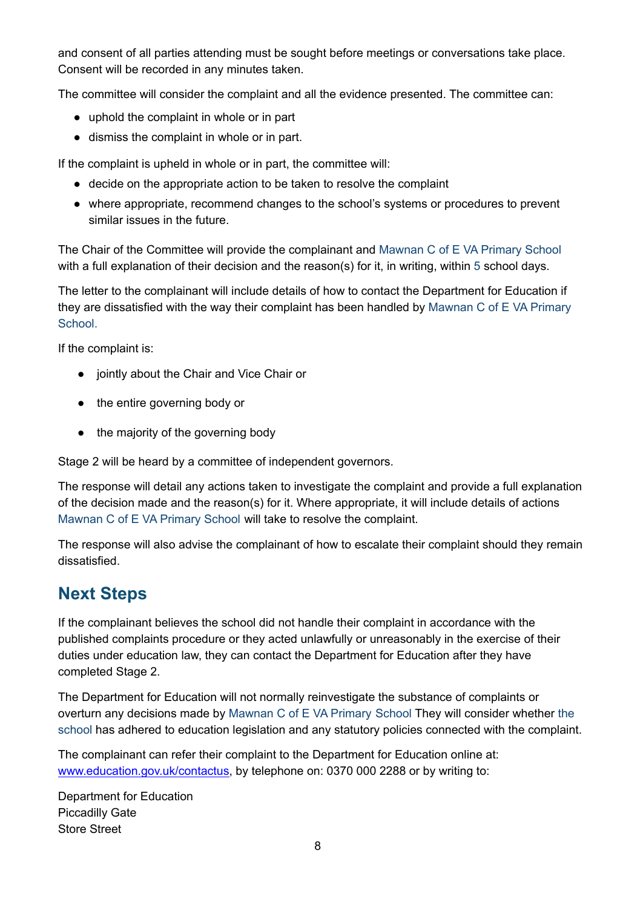and consent of all parties attending must be sought before meetings or conversations take place. Consent will be recorded in any minutes taken.

The committee will consider the complaint and all the evidence presented. The committee can:

- uphold the complaint in whole or in part
- dismiss the complaint in whole or in part.

If the complaint is upheld in whole or in part, the committee will:

- decide on the appropriate action to be taken to resolve the complaint
- where appropriate, recommend changes to the school's systems or procedures to prevent similar issues in the future.

The Chair of the Committee will provide the complainant and Mawnan C of E VA Primary School with a full explanation of their decision and the reason(s) for it, in writing, within 5 school days.

The letter to the complainant will include details of how to contact the Department for Education if they are dissatisfied with the way their complaint has been handled by Mawnan C of E VA Primary School.

If the complaint is:

- jointly about the Chair and Vice Chair or
- the entire governing body or
- the majority of the governing body

Stage 2 will be heard by a committee of independent governors.

The response will detail any actions taken to investigate the complaint and provide a full explanation of the decision made and the reason(s) for it. Where appropriate, it will include details of actions Mawnan C of E VA Primary School will take to resolve the complaint.

The response will also advise the complainant of how to escalate their complaint should they remain dissatisfied.

## Next Steps

If the complainant believes the school did not handle their complaint in accordance with the published complaints procedure or they acted unlawfully or unreasonably in the exercise of their duties under education law, they can contact the Department for Education after they have completed Stage 2.

The Department for Education will not normally reinvestigate the substance of complaints or overturn any decisions made by Mawnan C of E VA Primary School They will consider whether the school has adhered to education legislation and any statutory policies connected with the complaint.

The complainant can refer their complaint to the Department for Education online at: [www.education.gov.uk/contactus](www.education.gov.uk/contactus), by telephone on: 0370 000 2288 or by writing to:

Department for Education
Piccadilly Gate
Store Street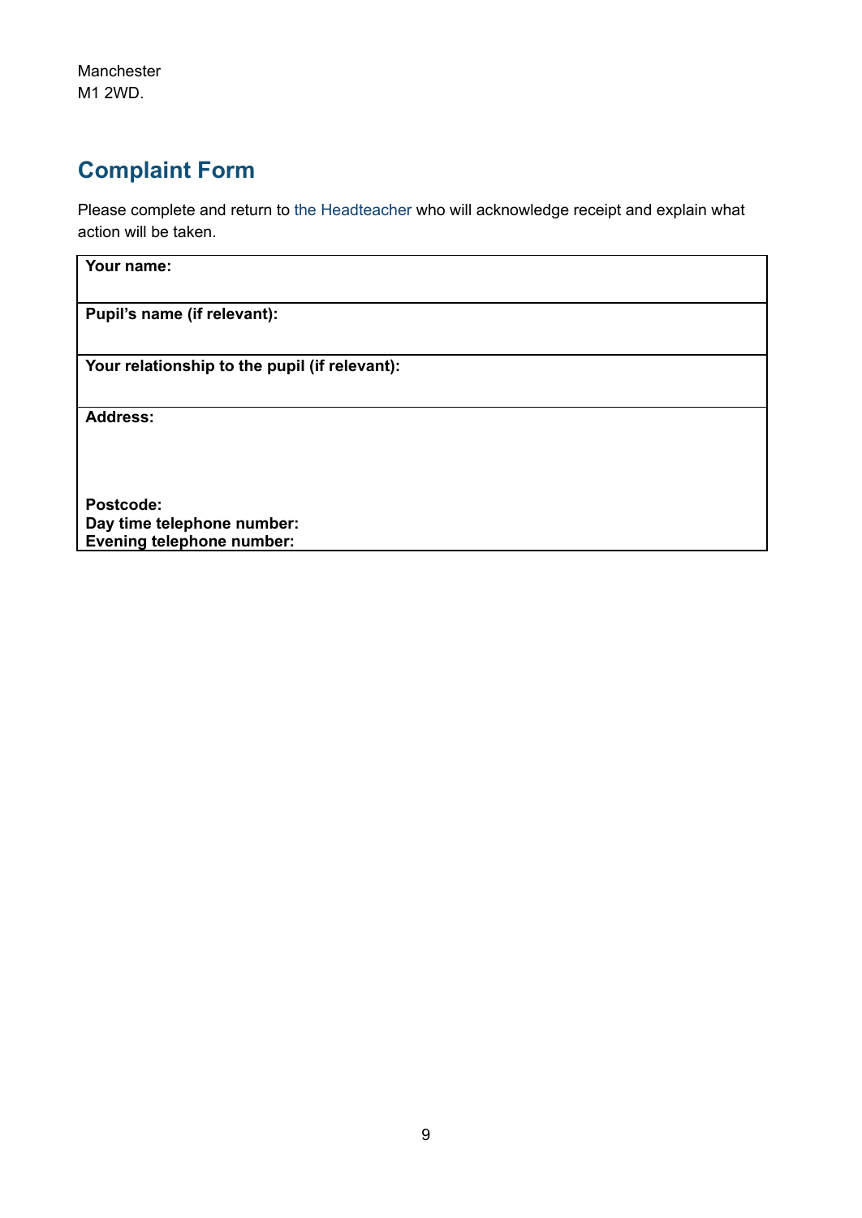Manchester
M1 2WD.

## Complaint Form

Please complete and return to the Headteacher who will acknowledge receipt and explain what action will be taken.

| **Your name:** |
|---|
| **Pupil's name (if relevant):** |
| **Your relationship to the pupil (if relevant):** |
| **Address:**<br><br><br><br>**Postcode:**<br>**Day time telephone number:**<br>**Evening telephone number:** |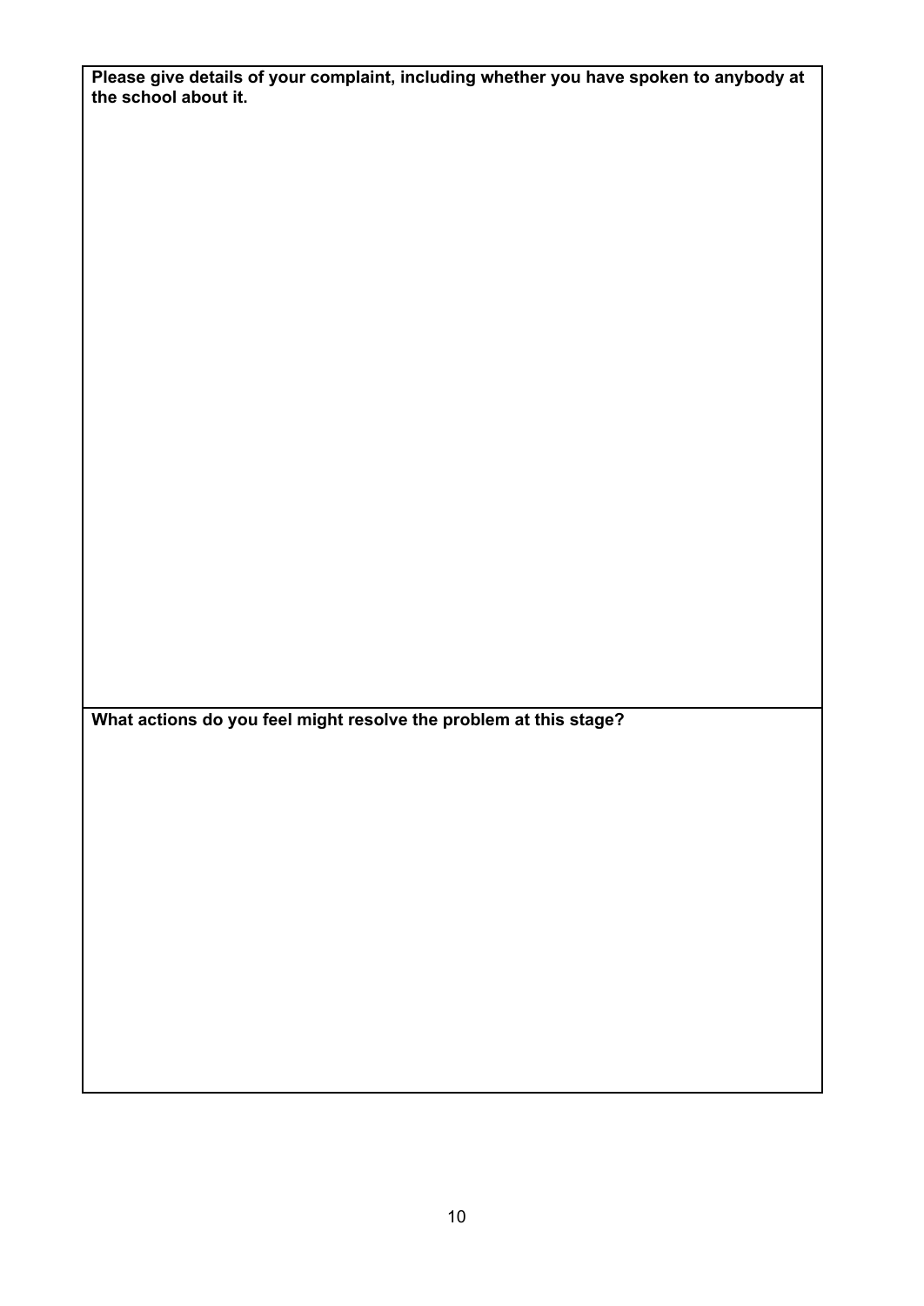| **Please give details of your complaint, including whether you have spoken to anybody at the school about it.** |
| --- |
| |
| **What actions do you feel might resolve the problem at this stage?** |
| |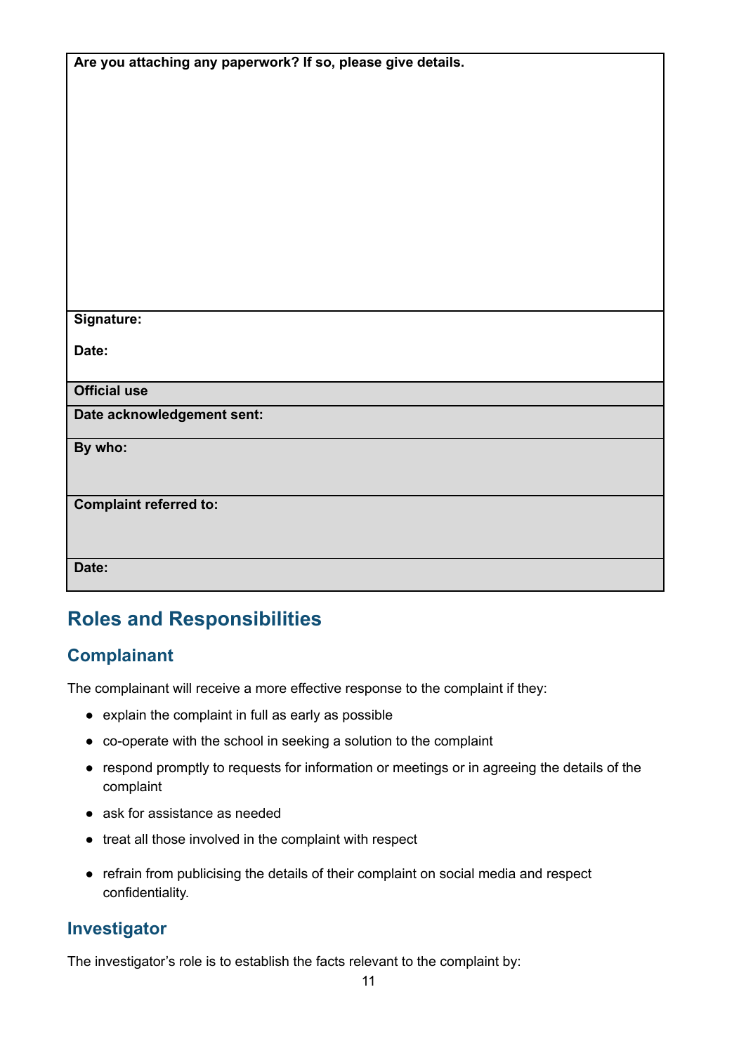| Are you attaching any paperwork? If so, please give details. |
|---|
| **Signature:**<br><br>**Date:** |
| **Official use** |
| **Date acknowledgement sent:** |
| **By who:** |
| **Complaint referred to:** |
| **Date:** |

## Roles and Responsibilities

### Complainant

The complainant will receive a more effective response to the complaint if they:

- explain the complaint in full as early as possible
- co-operate with the school in seeking a solution to the complaint
- respond promptly to requests for information or meetings or in agreeing the details of the complaint
- ask for assistance as needed
- treat all those involved in the complaint with respect
- refrain from publicising the details of their complaint on social media and respect confidentiality.

### Investigator

The investigator's role is to establish the facts relevant to the complaint by: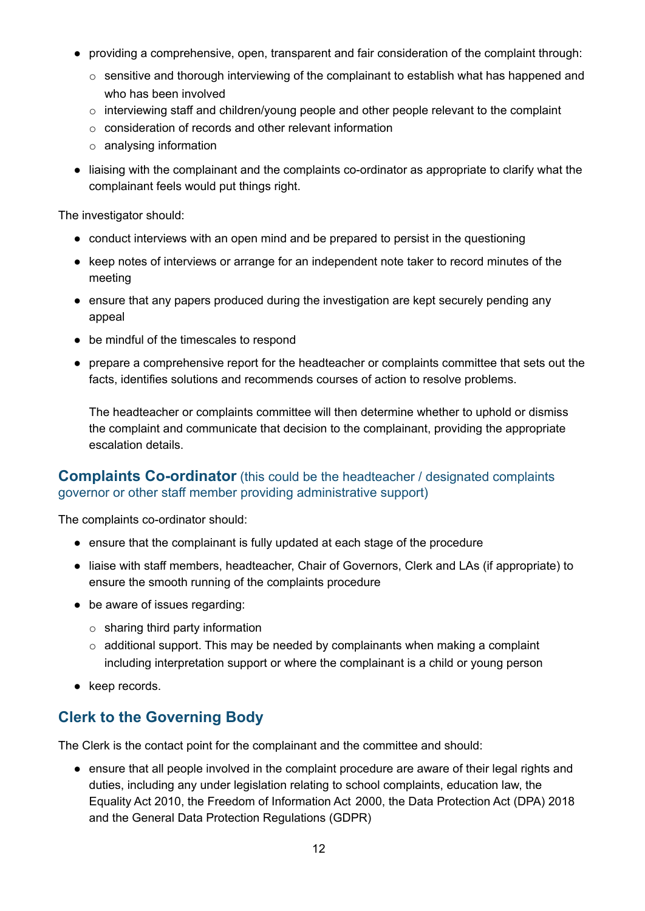- providing a comprehensive, open, transparent and fair consideration of the complaint through:
  - sensitive and thorough interviewing of the complainant to establish what has happened and who has been involved
  - interviewing staff and children/young people and other people relevant to the complaint
  - consideration of records and other relevant information
  - analysing information
- liaising with the complainant and the complaints co-ordinator as appropriate to clarify what the complainant feels would put things right.

The investigator should:

- conduct interviews with an open mind and be prepared to persist in the questioning
- keep notes of interviews or arrange for an independent note taker to record minutes of the meeting
- ensure that any papers produced during the investigation are kept securely pending any appeal
- be mindful of the timescales to respond
- prepare a comprehensive report for the headteacher or complaints committee that sets out the facts, identifies solutions and recommends courses of action to resolve problems.

  The headteacher or complaints committee will then determine whether to uphold or dismiss the complaint and communicate that decision to the complainant, providing the appropriate escalation details.

## Complaints Co-ordinator (this could be the headteacher / designated complaints governor or other staff member providing administrative support)

The complaints co-ordinator should:

- ensure that the complainant is fully updated at each stage of the procedure
- liaise with staff members, headteacher, Chair of Governors, Clerk and LAs (if appropriate) to ensure the smooth running of the complaints procedure
- be aware of issues regarding:
  - sharing third party information
  - additional support. This may be needed by complainants when making a complaint including interpretation support or where the complainant is a child or young person
- keep records.

## Clerk to the Governing Body

The Clerk is the contact point for the complainant and the committee and should:

- ensure that all people involved in the complaint procedure are aware of their legal rights and duties, including any under legislation relating to school complaints, education law, the Equality Act 2010, the Freedom of Information Act 2000, the Data Protection Act (DPA) 2018 and the General Data Protection Regulations (GDPR)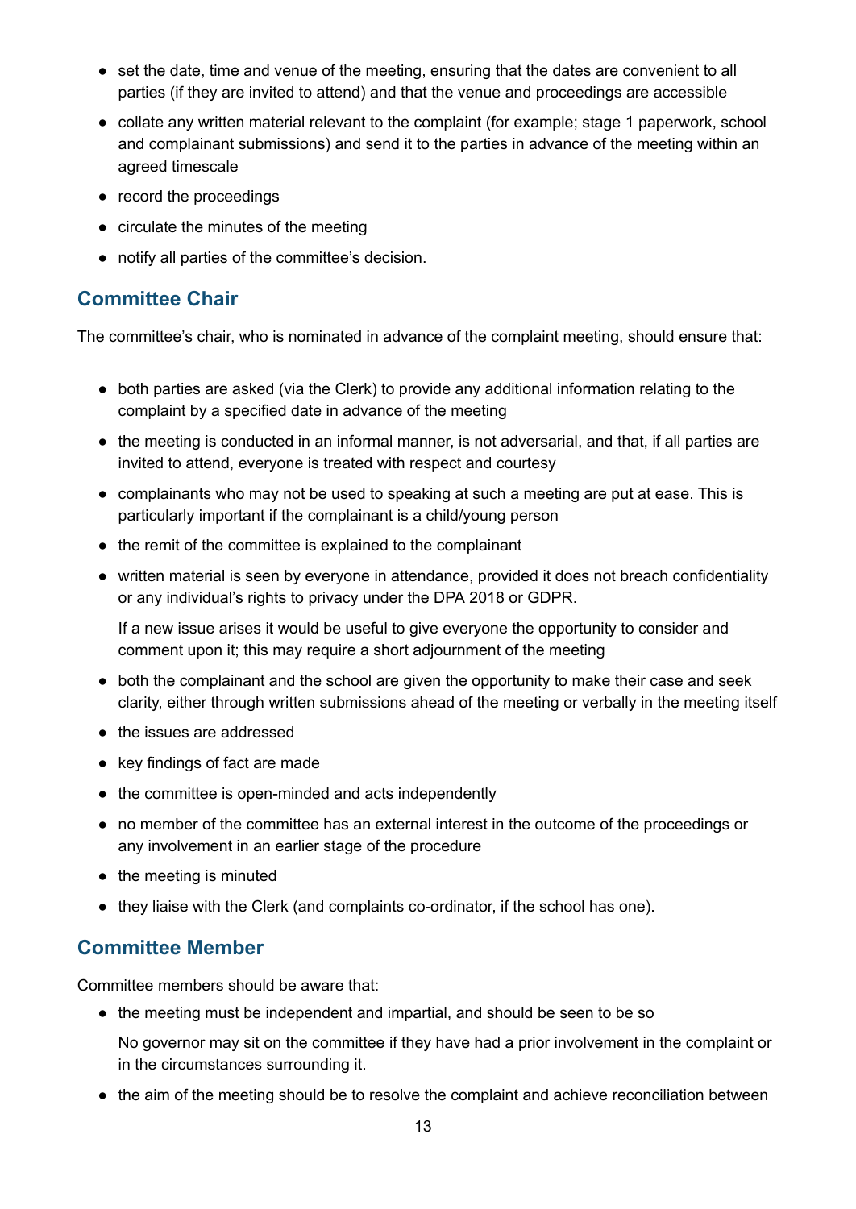- set the date, time and venue of the meeting, ensuring that the dates are convenient to all parties (if they are invited to attend) and that the venue and proceedings are accessible
- collate any written material relevant to the complaint (for example; stage 1 paperwork, school and complainant submissions) and send it to the parties in advance of the meeting within an agreed timescale
- record the proceedings
- circulate the minutes of the meeting
- notify all parties of the committee's decision.

## Committee Chair

The committee's chair, who is nominated in advance of the complaint meeting, should ensure that:

- both parties are asked (via the Clerk) to provide any additional information relating to the complaint by a specified date in advance of the meeting
- the meeting is conducted in an informal manner, is not adversarial, and that, if all parties are invited to attend, everyone is treated with respect and courtesy
- complainants who may not be used to speaking at such a meeting are put at ease. This is particularly important if the complainant is a child/young person
- the remit of the committee is explained to the complainant
- written material is seen by everyone in attendance, provided it does not breach confidentiality or any individual's rights to privacy under the DPA 2018 or GDPR.

  If a new issue arises it would be useful to give everyone the opportunity to consider and comment upon it; this may require a short adjournment of the meeting
- both the complainant and the school are given the opportunity to make their case and seek clarity, either through written submissions ahead of the meeting or verbally in the meeting itself
- the issues are addressed
- key findings of fact are made
- the committee is open-minded and acts independently
- no member of the committee has an external interest in the outcome of the proceedings or any involvement in an earlier stage of the procedure
- the meeting is minuted
- they liaise with the Clerk (and complaints co-ordinator, if the school has one).

## Committee Member

Committee members should be aware that:

- the meeting must be independent and impartial, and should be seen to be so

  No governor may sit on the committee if they have had a prior involvement in the complaint or in the circumstances surrounding it.
- the aim of the meeting should be to resolve the complaint and achieve reconciliation between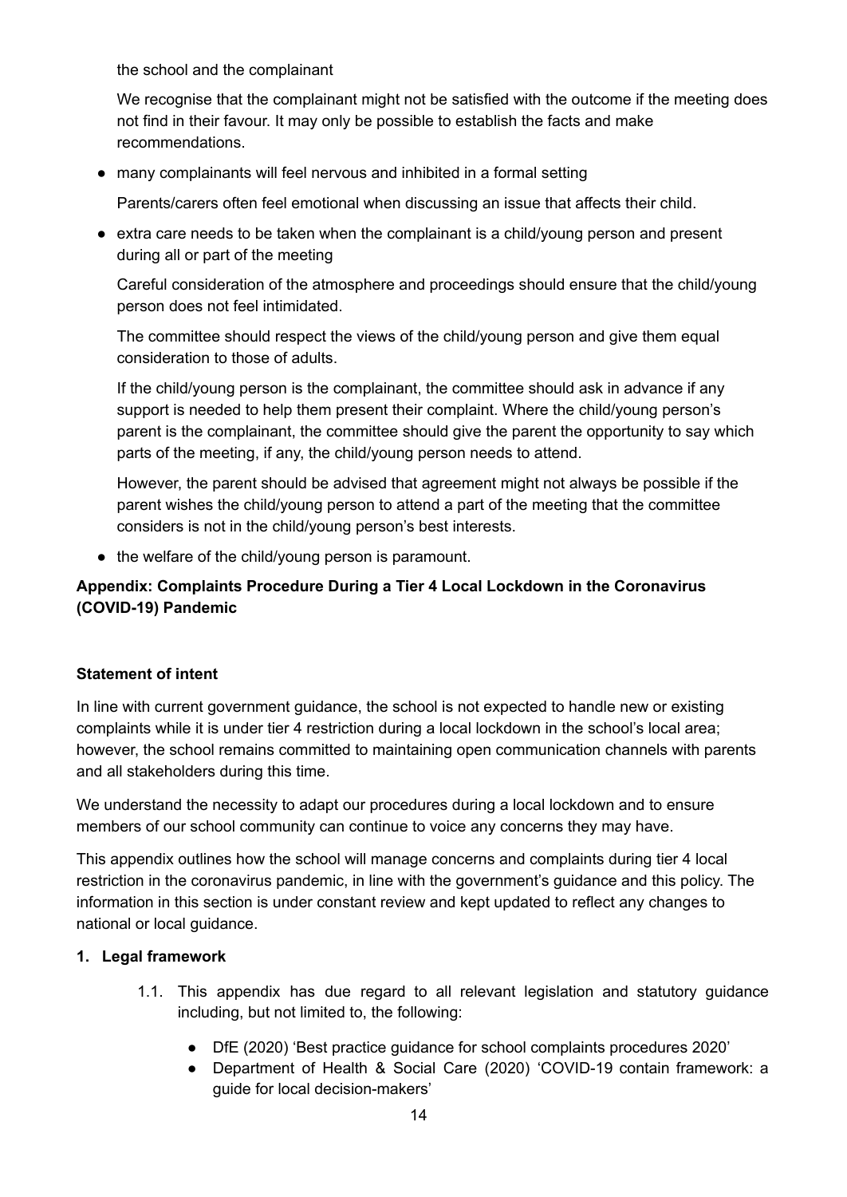the school and the complainant

We recognise that the complainant might not be satisfied with the outcome if the meeting does not find in their favour. It may only be possible to establish the facts and make recommendations.

- many complainants will feel nervous and inhibited in a formal setting

  Parents/carers often feel emotional when discussing an issue that affects their child.

- extra care needs to be taken when the complainant is a child/young person and present during all or part of the meeting

  Careful consideration of the atmosphere and proceedings should ensure that the child/young person does not feel intimidated.

  The committee should respect the views of the child/young person and give them equal consideration to those of adults.

  If the child/young person is the complainant, the committee should ask in advance if any support is needed to help them present their complaint. Where the child/young person's parent is the complainant, the committee should give the parent the opportunity to say which parts of the meeting, if any, the child/young person needs to attend.

  However, the parent should be advised that agreement might not always be possible if the parent wishes the child/young person to attend a part of the meeting that the committee considers is not in the child/young person's best interests.

- the welfare of the child/young person is paramount.

## Appendix: Complaints Procedure During a Tier 4 Local Lockdown in the Coronavirus (COVID-19) Pandemic

### Statement of intent

In line with current government guidance, the school is not expected to handle new or existing complaints while it is under tier 4 restriction during a local lockdown in the school's local area; however, the school remains committed to maintaining open communication channels with parents and all stakeholders during this time.

We understand the necessity to adapt our procedures during a local lockdown and to ensure members of our school community can continue to voice any concerns they may have.

This appendix outlines how the school will manage concerns and complaints during tier 4 local restriction in the coronavirus pandemic, in line with the government's guidance and this policy. The information in this section is under constant review and kept updated to reflect any changes to national or local guidance.

### 1. Legal framework

1.1. This appendix has due regard to all relevant legislation and statutory guidance including, but not limited to, the following:

- DfE (2020) 'Best practice guidance for school complaints procedures 2020'
- Department of Health & Social Care (2020) 'COVID-19 contain framework: a guide for local decision-makers'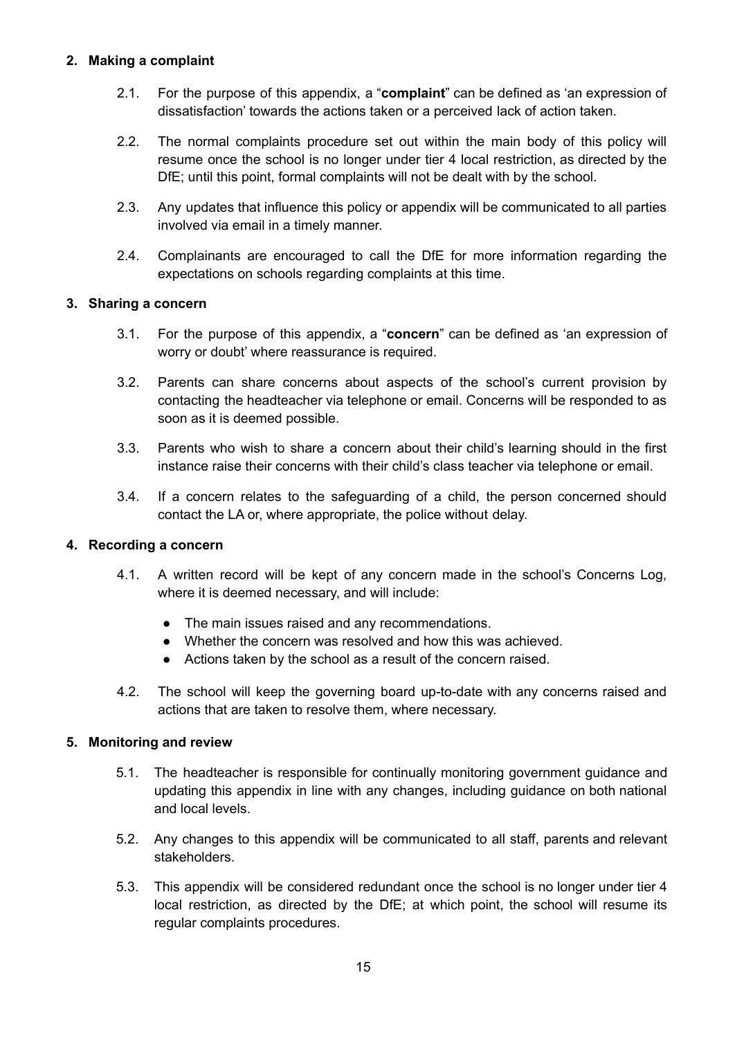## 2. Making a complaint

2.1. For the purpose of this appendix, a "**complaint**" can be defined as 'an expression of dissatisfaction' towards the actions taken or a perceived lack of action taken.

2.2. The normal complaints procedure set out within the main body of this policy will resume once the school is no longer under tier 4 local restriction, as directed by the DfE; until this point, formal complaints will not be dealt with by the school.

2.3. Any updates that influence this policy or appendix will be communicated to all parties involved via email in a timely manner.

2.4. Complainants are encouraged to call the DfE for more information regarding the expectations on schools regarding complaints at this time.

## 3. Sharing a concern

3.1. For the purpose of this appendix, a "**concern**" can be defined as 'an expression of worry or doubt' where reassurance is required.

3.2. Parents can share concerns about aspects of the school's current provision by contacting the headteacher via telephone or email. Concerns will be responded to as soon as it is deemed possible.

3.3. Parents who wish to share a concern about their child's learning should in the first instance raise their concerns with their child's class teacher via telephone or email.

3.4. If a concern relates to the safeguarding of a child, the person concerned should contact the LA or, where appropriate, the police without delay.

## 4. Recording a concern

4.1. A written record will be kept of any concern made in the school's Concerns Log, where it is deemed necessary, and will include:

- The main issues raised and any recommendations.
- Whether the concern was resolved and how this was achieved.
- Actions taken by the school as a result of the concern raised.

4.2. The school will keep the governing board up-to-date with any concerns raised and actions that are taken to resolve them, where necessary.

## 5. Monitoring and review

5.1. The headteacher is responsible for continually monitoring government guidance and updating this appendix in line with any changes, including guidance on both national and local levels.

5.2. Any changes to this appendix will be communicated to all staff, parents and relevant stakeholders.

5.3. This appendix will be considered redundant once the school is no longer under tier 4 local restriction, as directed by the DfE; at which point, the school will resume its regular complaints procedures.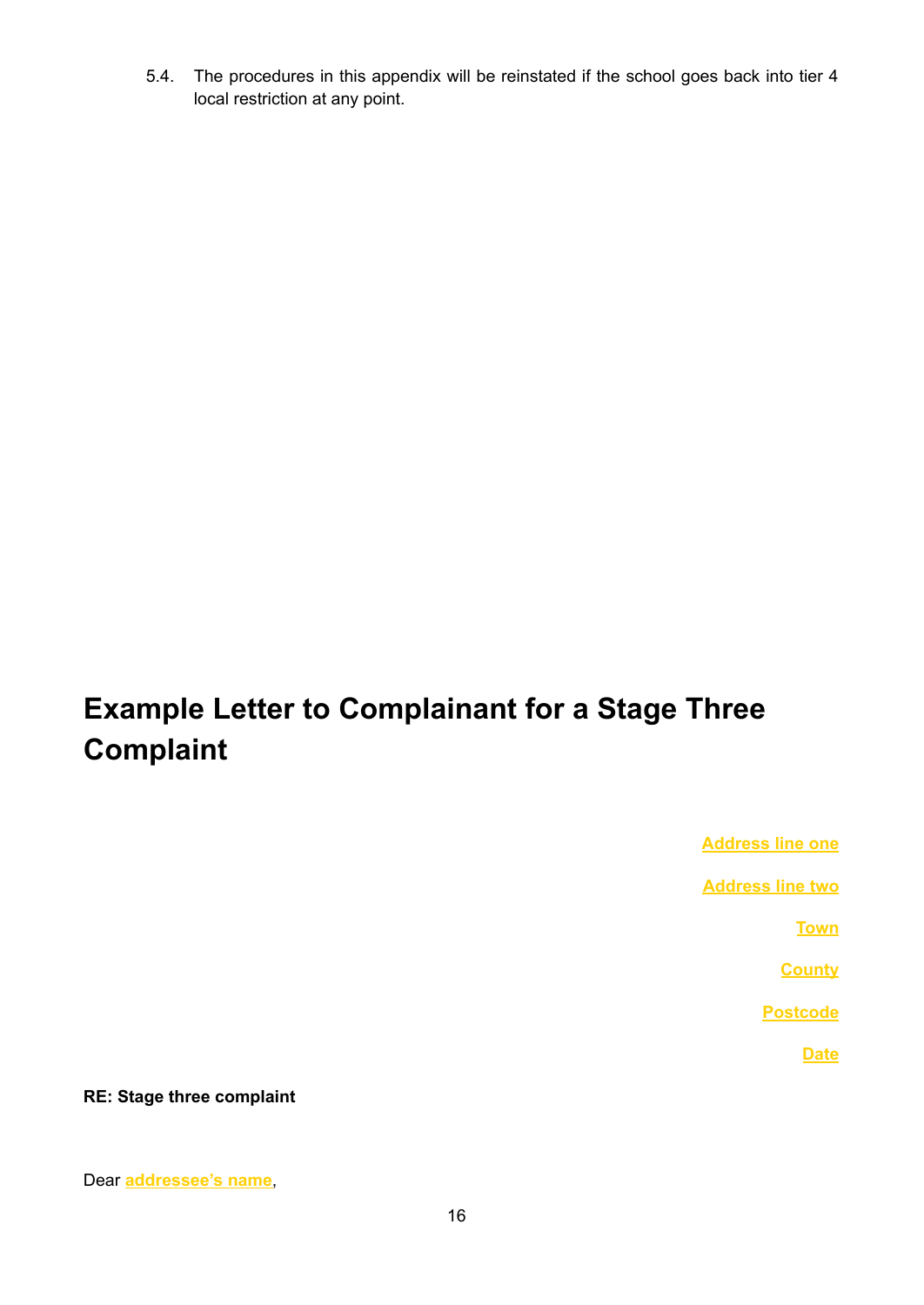5.4. The procedures in this appendix will be reinstated if the school goes back into tier 4 local restriction at any point.

# Example Letter to Complainant for a Stage Three Complaint

Address line one

Address line two

Town

County

Postcode

Date

**RE: Stage three complaint**

Dear addressee's name,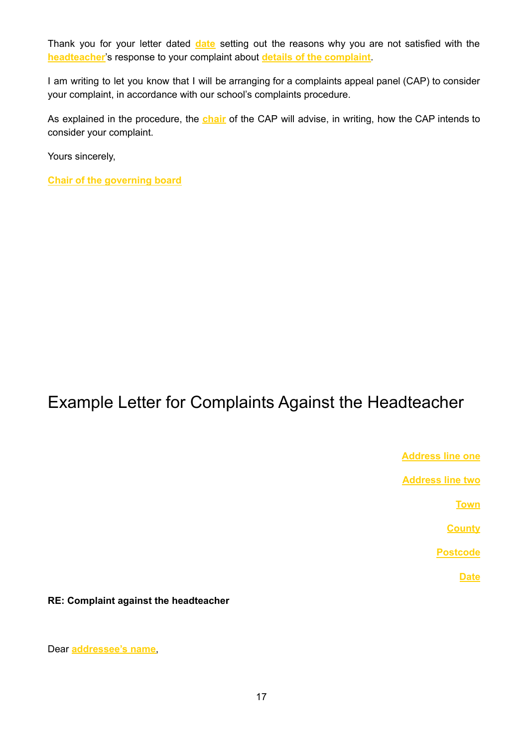Thank you for your letter dated **date** setting out the reasons why you are not satisfied with the **headteacher**'s response to your complaint about **details of the complaint**.

I am writing to let you know that I will be arranging for a complaints appeal panel (CAP) to consider your complaint, in accordance with our school's complaints procedure.

As explained in the procedure, the **chair** of the CAP will advise, in writing, how the CAP intends to consider your complaint.

Yours sincerely,

**Chair of the governing board**

# Example Letter for Complaints Against the Headteacher

**Address line one**

**Address line two**

**Town**

**County**

**Postcode**

**Date**

**RE: Complaint against the headteacher**

Dear **addressee's name**,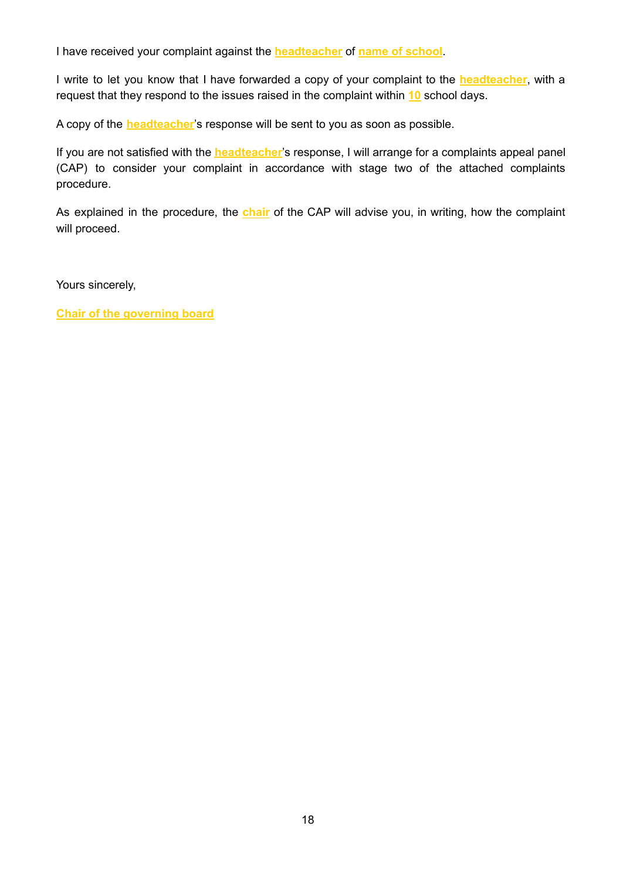I have received your complaint against the **headteacher** of **name of school**.

I write to let you know that I have forwarded a copy of your complaint to the **headteacher**, with a request that they respond to the issues raised in the complaint within **10** school days.

A copy of the **headteacher**'s response will be sent to you as soon as possible.

If you are not satisfied with the **headteacher**'s response, I will arrange for a complaints appeal panel (CAP) to consider your complaint in accordance with stage two of the attached complaints procedure.

As explained in the procedure, the **chair** of the CAP will advise you, in writing, how the complaint will proceed.

Yours sincerely,

**Chair of the governing board**